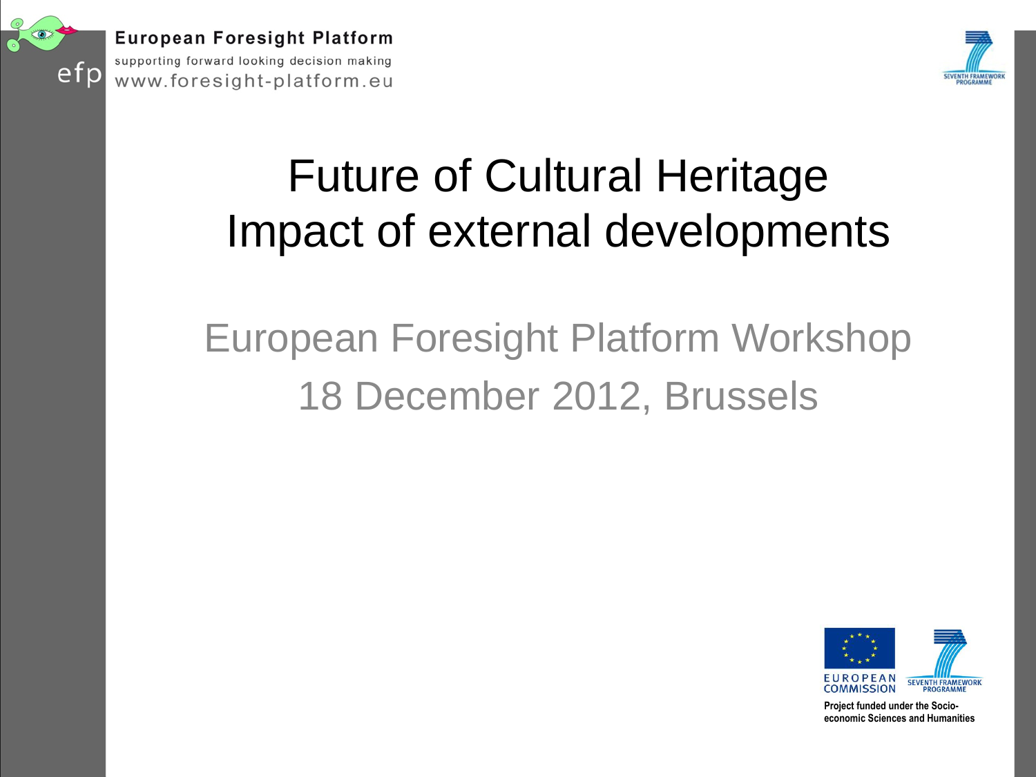European Foresight Platform

supporting forward looking decision making

www.foresight-platform.eu

# Future of Cultural Heritage
# Impact of external developments

## European Foresight Platform Workshop
## 18 December 2012, Brussels

Project funded under the Socio-economic Sciences and Humanities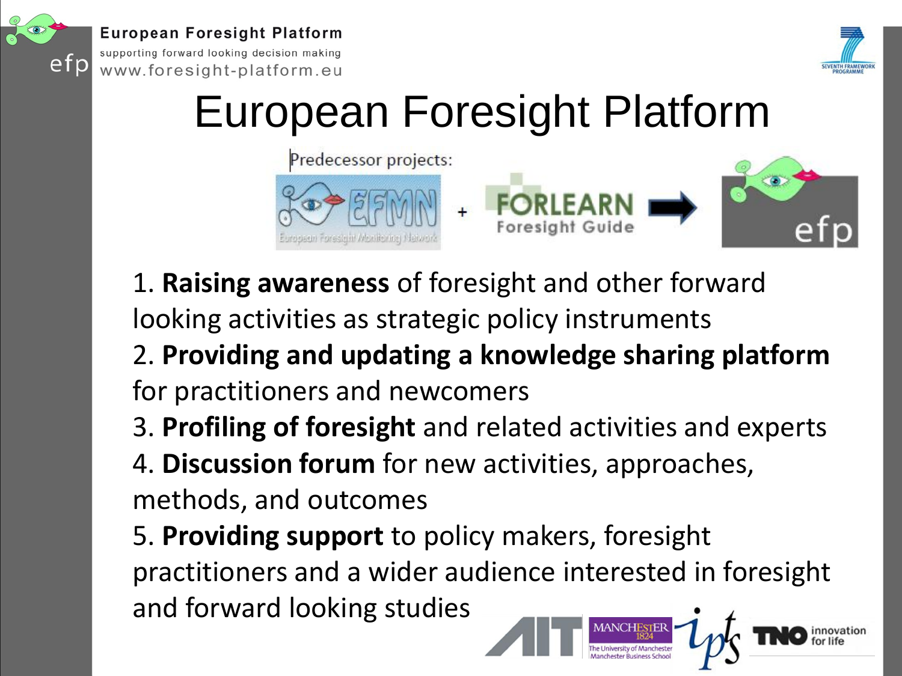# European Foresight Platform

Predecessor projects:

EFMN (European Foresight Monitoring Network) + FORLEARN Foresight Guide → efp

1. **Raising awareness** of foresight and other forward looking activities as strategic policy instruments
2. **Providing and updating a knowledge sharing platform** for practitioners and newcomers
3. **Profiling of foresight** and related activities and experts
4. **Discussion forum** for new activities, approaches, methods, and outcomes
5. **Providing support** to policy makers, foresight practitioners and a wider audience interested in foresight and forward looking studies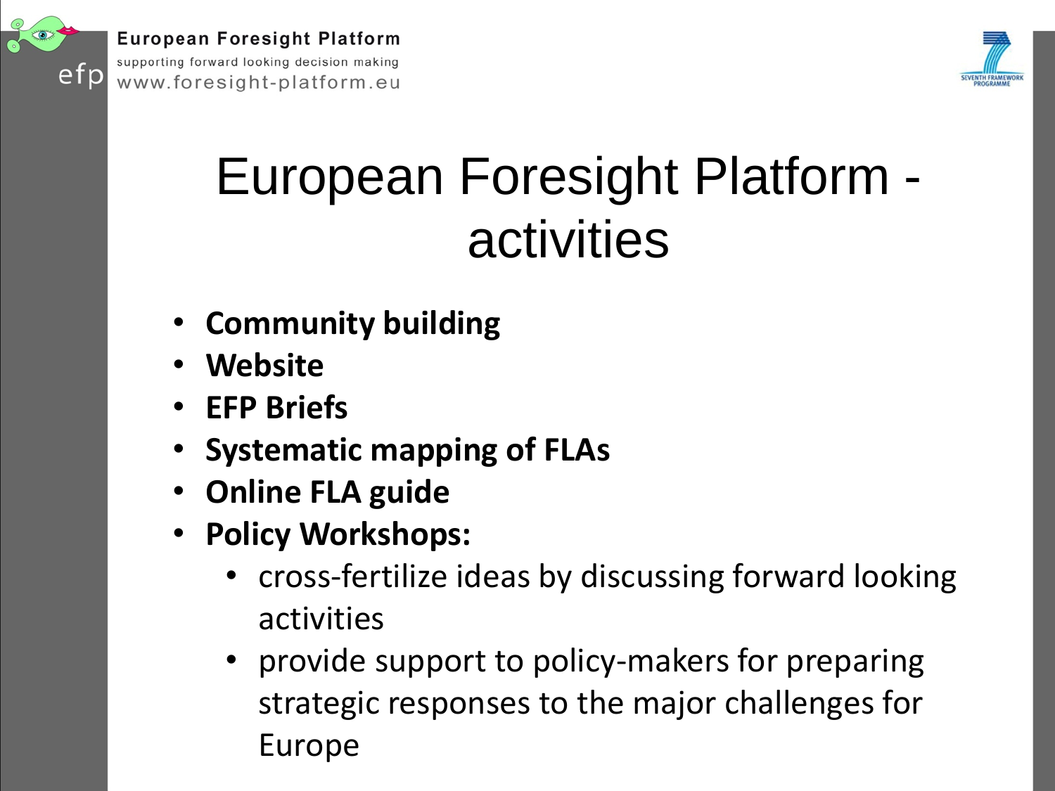# European Foresight Platform - activities

- **Community building**
- **Website**
- **EFP Briefs**
- **Systematic mapping of FLAs**
- **Online FLA guide**
- **Policy Workshops:**
  - cross-fertilize ideas by discussing forward looking activities
  - provide support to policy-makers for preparing strategic responses to the major challenges for Europe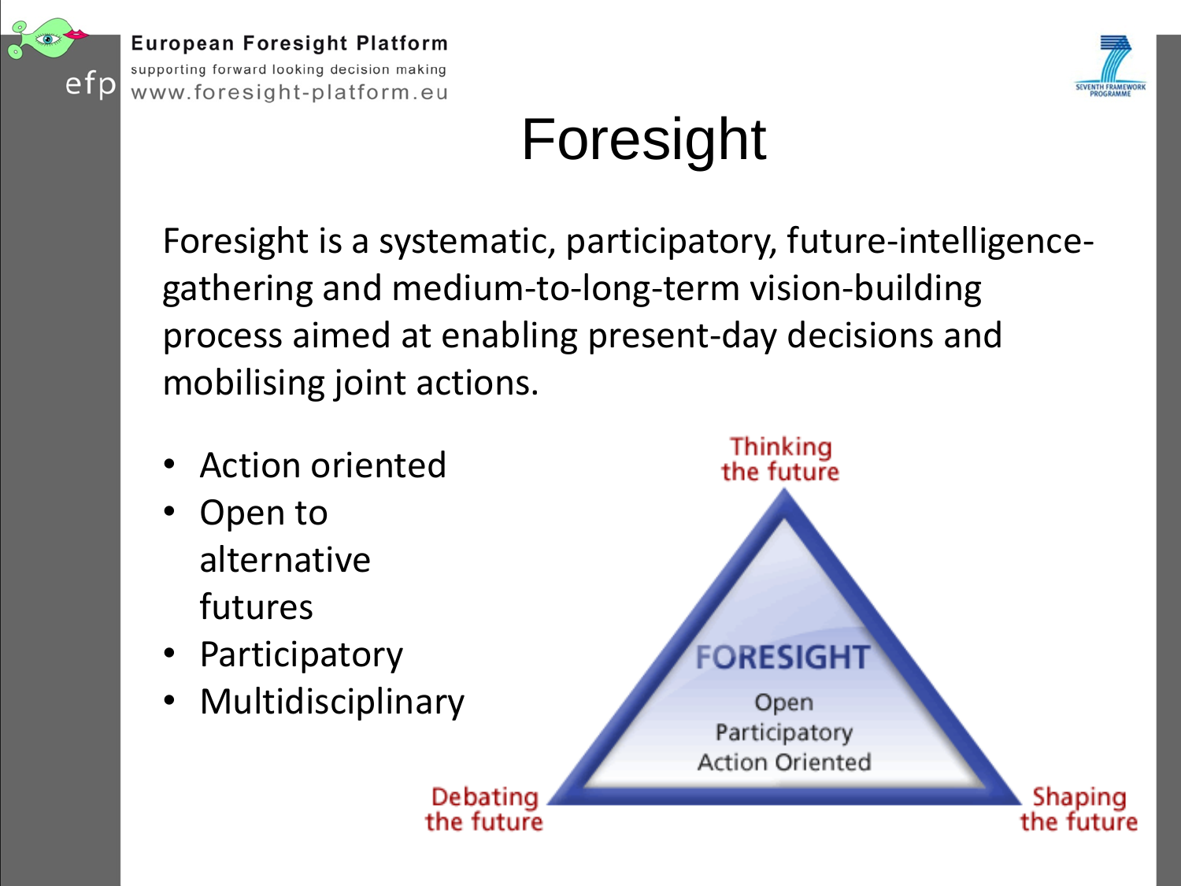# Foresight

Foresight is a systematic, participatory, future-intelligence-gathering and medium-to-long-term vision-building process aimed at enabling present-day decisions and mobilising joint actions.

- Action oriented
- Open to alternative futures
- Participatory
- Multidisciplinary

Thinking the future

FORESIGHT

Open

Participatory

Action Oriented

Debating the future

Shaping the future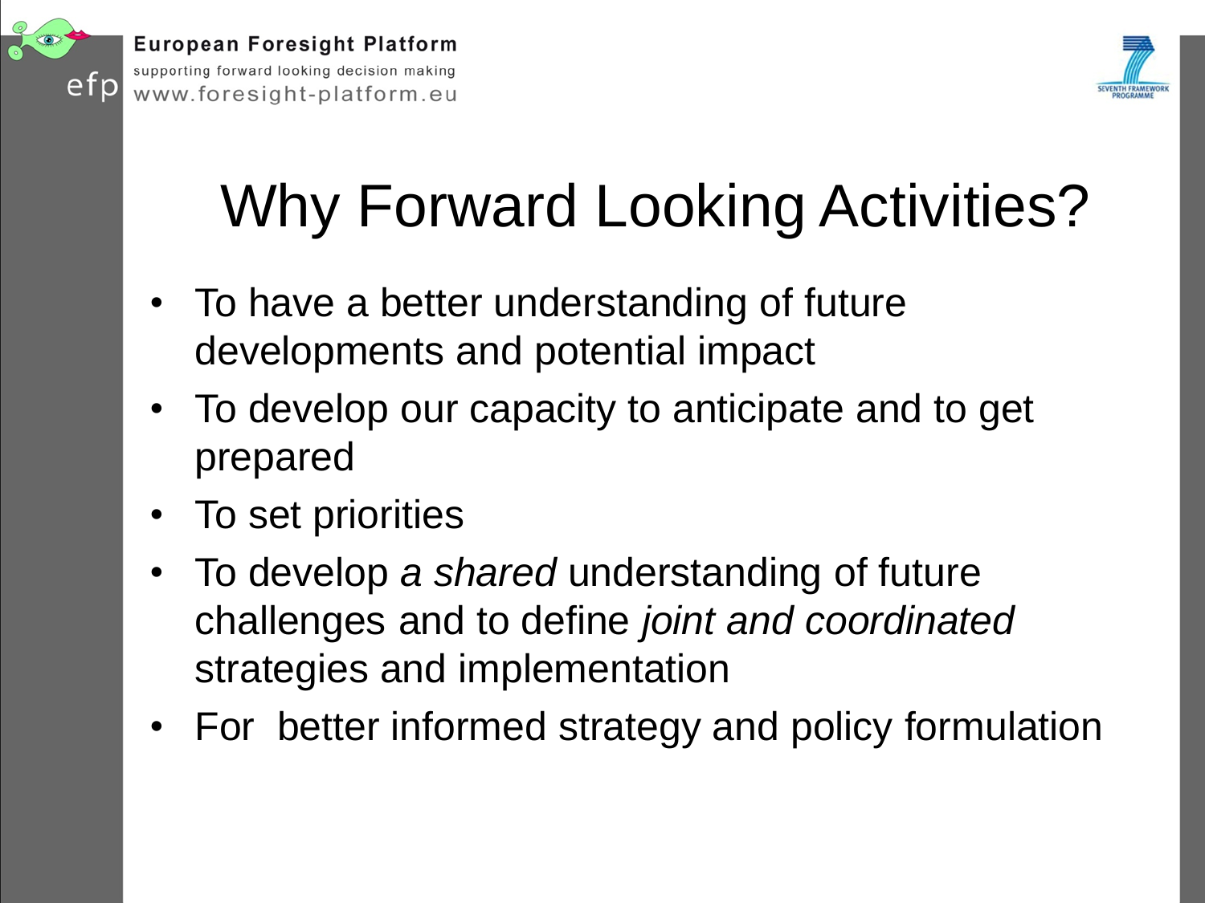# Why Forward Looking Activities?

- To have a better understanding of future developments and potential impact
- To develop our capacity to anticipate and to get prepared
- To set priorities
- To develop *a shared* understanding of future challenges and to define *joint and coordinated* strategies and implementation
- For better informed strategy and policy formulation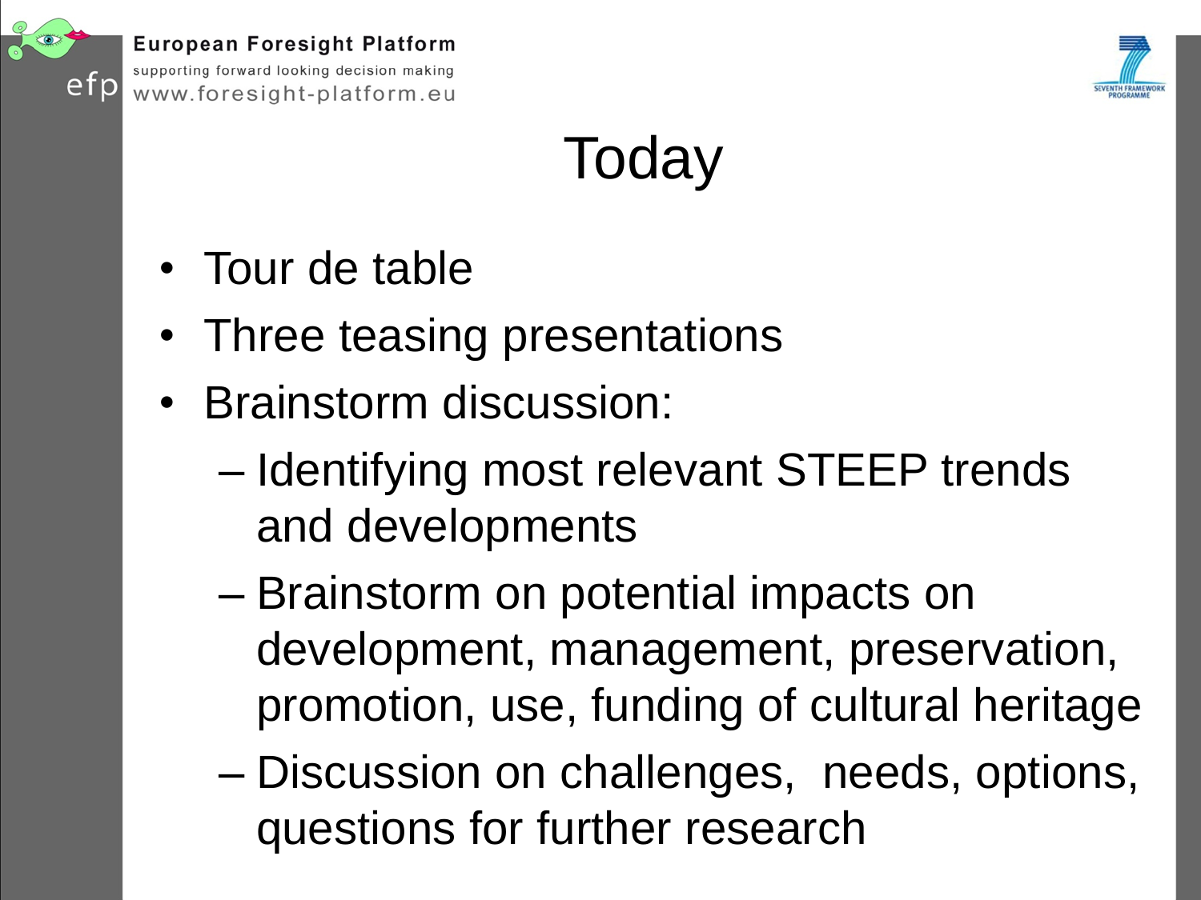# Today

- Tour de table
- Three teasing presentations
- Brainstorm discussion:
  - Identifying most relevant STEEP trends and developments
  - Brainstorm on potential impacts on development, management, preservation, promotion, use, funding of cultural heritage
  - Discussion on challenges, needs, options, questions for further research